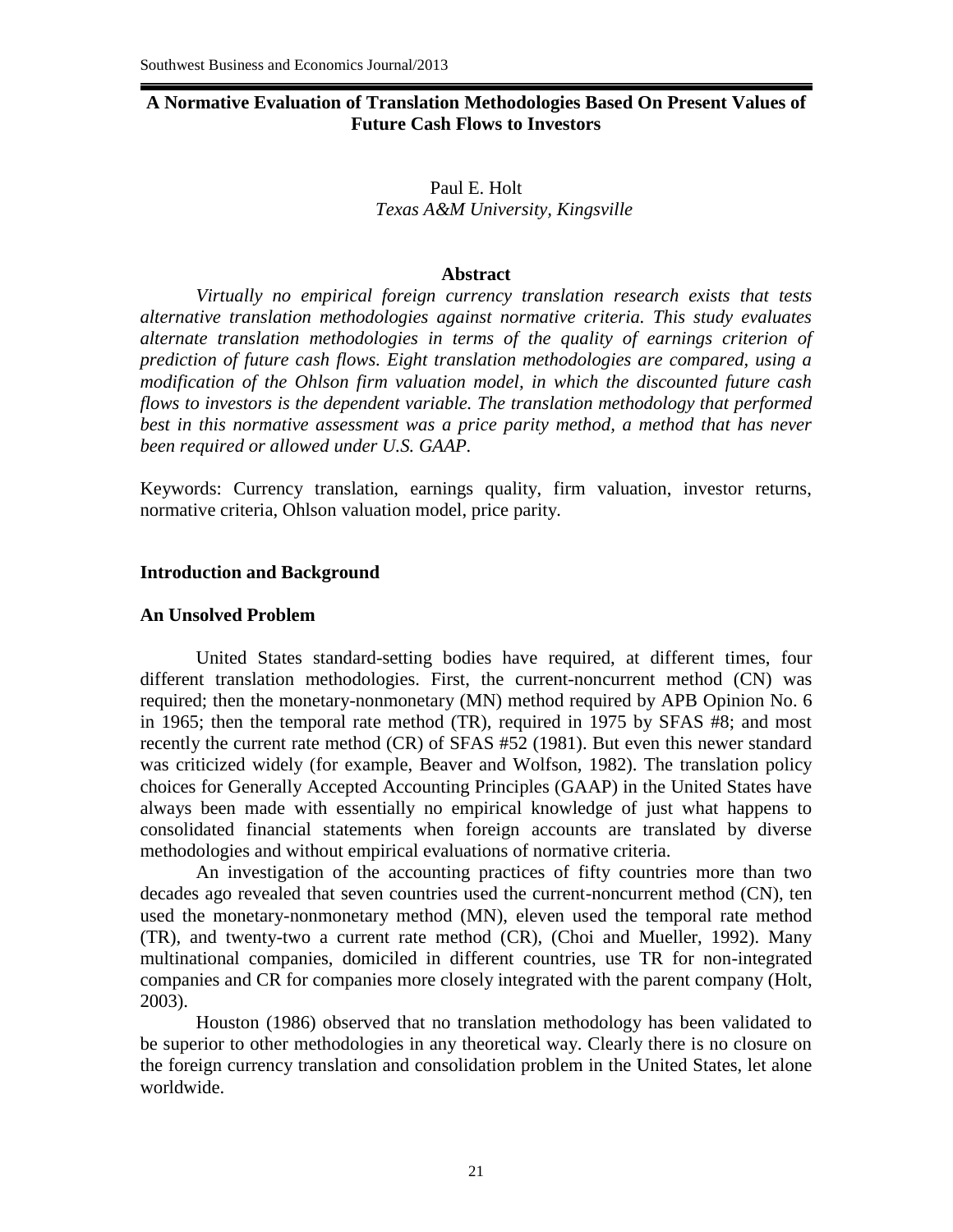# A Normative Evaluation of Translation Methodologies Based On Present Values of Future Cash Flows to Investors

Paul E. Holt
*Texas A&M University, Kingsville*

## Abstract

*Virtually no empirical foreign currency translation research exists that tests alternative translation methodologies against normative criteria. This study evaluates alternate translation methodologies in terms of the quality of earnings criterion of prediction of future cash flows. Eight translation methodologies are compared, using a modification of the Ohlson firm valuation model, in which the discounted future cash flows to investors is the dependent variable. The translation methodology that performed best in this normative assessment was a price parity method, a method that has never been required or allowed under U.S. GAAP.*

Keywords: Currency translation, earnings quality, firm valuation, investor returns, normative criteria, Ohlson valuation model, price parity.

## Introduction and Background

### An Unsolved Problem

United States standard-setting bodies have required, at different times, four different translation methodologies. First, the current-noncurrent method (CN) was required; then the monetary-nonmonetary (MN) method required by APB Opinion No. 6 in 1965; then the temporal rate method (TR), required in 1975 by SFAS #8; and most recently the current rate method (CR) of SFAS #52 (1981). But even this newer standard was criticized widely (for example, Beaver and Wolfson, 1982). The translation policy choices for Generally Accepted Accounting Principles (GAAP) in the United States have always been made with essentially no empirical knowledge of just what happens to consolidated financial statements when foreign accounts are translated by diverse methodologies and without empirical evaluations of normative criteria.

An investigation of the accounting practices of fifty countries more than two decades ago revealed that seven countries used the current-noncurrent method (CN), ten used the monetary-nonmonetary method (MN), eleven used the temporal rate method (TR), and twenty-two a current rate method (CR), (Choi and Mueller, 1992). Many multinational companies, domiciled in different countries, use TR for non-integrated companies and CR for companies more closely integrated with the parent company (Holt, 2003).

Houston (1986) observed that no translation methodology has been validated to be superior to other methodologies in any theoretical way. Clearly there is no closure on the foreign currency translation and consolidation problem in the United States, let alone worldwide.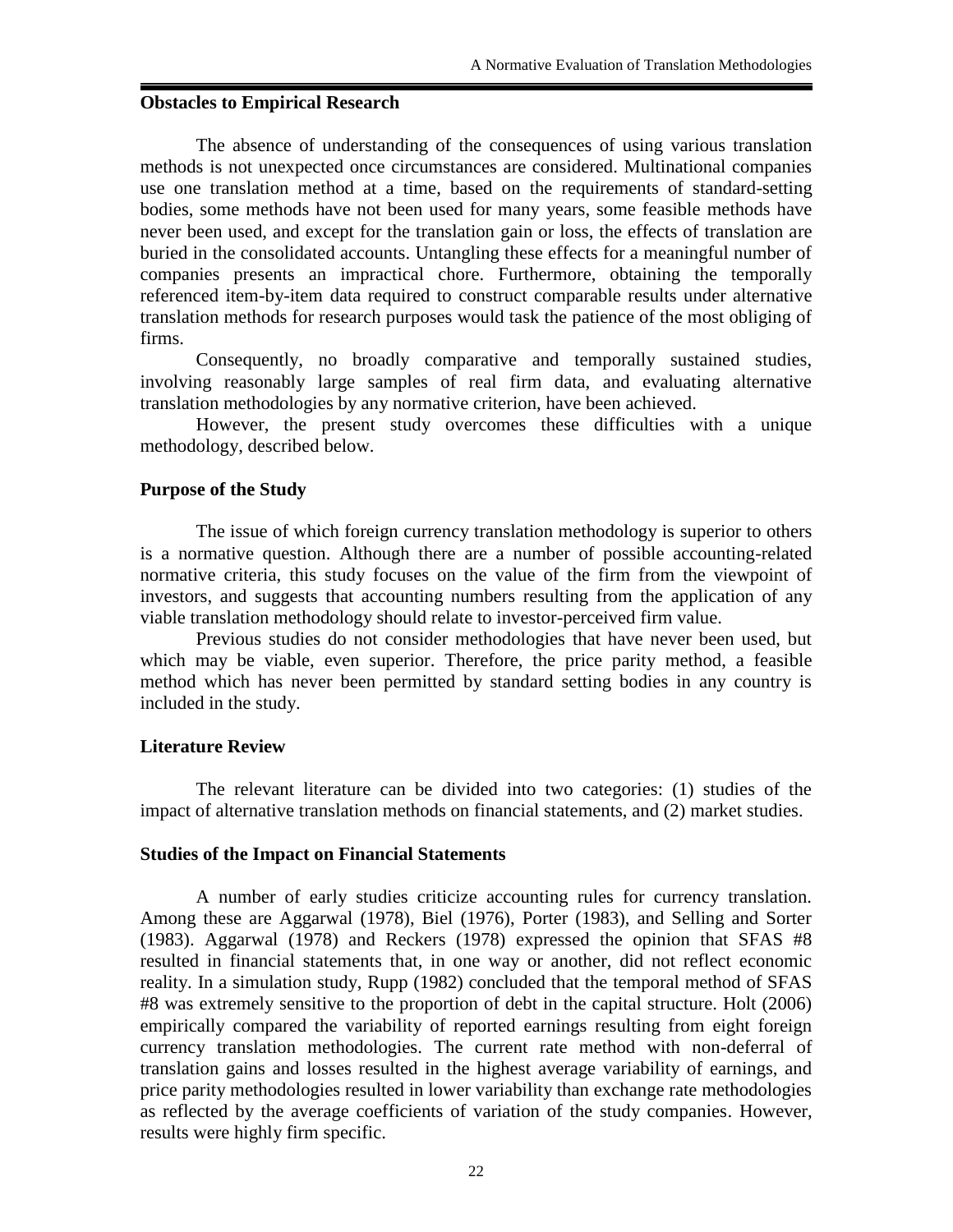### Obstacles to Empirical Research

The absence of understanding of the consequences of using various translation methods is not unexpected once circumstances are considered. Multinational companies use one translation method at a time, based on the requirements of standard-setting bodies, some methods have not been used for many years, some feasible methods have never been used, and except for the translation gain or loss, the effects of translation are buried in the consolidated accounts. Untangling these effects for a meaningful number of companies presents an impractical chore. Furthermore, obtaining the temporally referenced item-by-item data required to construct comparable results under alternative translation methods for research purposes would task the patience of the most obliging of firms.

Consequently, no broadly comparative and temporally sustained studies, involving reasonably large samples of real firm data, and evaluating alternative translation methodologies by any normative criterion, have been achieved.

However, the present study overcomes these difficulties with a unique methodology, described below.

### Purpose of the Study

The issue of which foreign currency translation methodology is superior to others is a normative question. Although there are a number of possible accounting-related normative criteria, this study focuses on the value of the firm from the viewpoint of investors, and suggests that accounting numbers resulting from the application of any viable translation methodology should relate to investor-perceived firm value.

Previous studies do not consider methodologies that have never been used, but which may be viable, even superior. Therefore, the price parity method, a feasible method which has never been permitted by standard setting bodies in any country is included in the study.

### Literature Review

The relevant literature can be divided into two categories: (1) studies of the impact of alternative translation methods on financial statements, and (2) market studies.

### Studies of the Impact on Financial Statements

A number of early studies criticize accounting rules for currency translation. Among these are Aggarwal (1978), Biel (1976), Porter (1983), and Selling and Sorter (1983). Aggarwal (1978) and Reckers (1978) expressed the opinion that SFAS #8 resulted in financial statements that, in one way or another, did not reflect economic reality. In a simulation study, Rupp (1982) concluded that the temporal method of SFAS #8 was extremely sensitive to the proportion of debt in the capital structure. Holt (2006) empirically compared the variability of reported earnings resulting from eight foreign currency translation methodologies. The current rate method with non-deferral of translation gains and losses resulted in the highest average variability of earnings, and price parity methodologies resulted in lower variability than exchange rate methodologies as reflected by the average coefficients of variation of the study companies. However, results were highly firm specific.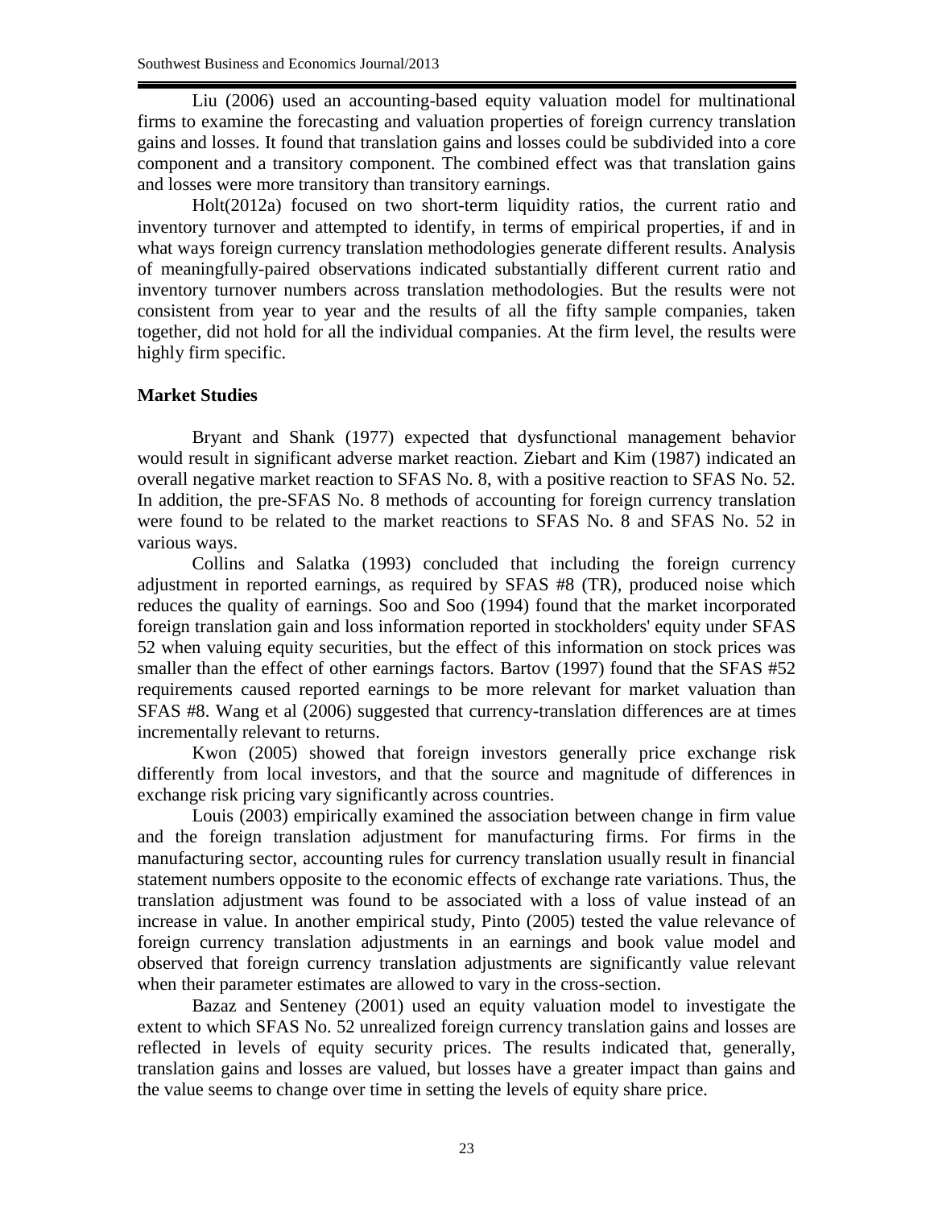Liu (2006) used an accounting-based equity valuation model for multinational firms to examine the forecasting and valuation properties of foreign currency translation gains and losses. It found that translation gains and losses could be subdivided into a core component and a transitory component. The combined effect was that translation gains and losses were more transitory than transitory earnings.

Holt(2012a) focused on two short-term liquidity ratios, the current ratio and inventory turnover and attempted to identify, in terms of empirical properties, if and in what ways foreign currency translation methodologies generate different results. Analysis of meaningfully-paired observations indicated substantially different current ratio and inventory turnover numbers across translation methodologies. But the results were not consistent from year to year and the results of all the fifty sample companies, taken together, did not hold for all the individual companies. At the firm level, the results were highly firm specific.

**Market Studies**

Bryant and Shank (1977) expected that dysfunctional management behavior would result in significant adverse market reaction. Ziebart and Kim (1987) indicated an overall negative market reaction to SFAS No. 8, with a positive reaction to SFAS No. 52. In addition, the pre-SFAS No. 8 methods of accounting for foreign currency translation were found to be related to the market reactions to SFAS No. 8 and SFAS No. 52 in various ways.

Collins and Salatka (1993) concluded that including the foreign currency adjustment in reported earnings, as required by SFAS #8 (TR), produced noise which reduces the quality of earnings. Soo and Soo (1994) found that the market incorporated foreign translation gain and loss information reported in stockholders' equity under SFAS 52 when valuing equity securities, but the effect of this information on stock prices was smaller than the effect of other earnings factors. Bartov (1997) found that the SFAS #52 requirements caused reported earnings to be more relevant for market valuation than SFAS #8. Wang et al (2006) suggested that currency-translation differences are at times incrementally relevant to returns.

Kwon (2005) showed that foreign investors generally price exchange risk differently from local investors, and that the source and magnitude of differences in exchange risk pricing vary significantly across countries.

Louis (2003) empirically examined the association between change in firm value and the foreign translation adjustment for manufacturing firms. For firms in the manufacturing sector, accounting rules for currency translation usually result in financial statement numbers opposite to the economic effects of exchange rate variations. Thus, the translation adjustment was found to be associated with a loss of value instead of an increase in value. In another empirical study, Pinto (2005) tested the value relevance of foreign currency translation adjustments in an earnings and book value model and observed that foreign currency translation adjustments are significantly value relevant when their parameter estimates are allowed to vary in the cross-section.

Bazaz and Senteney (2001) used an equity valuation model to investigate the extent to which SFAS No. 52 unrealized foreign currency translation gains and losses are reflected in levels of equity security prices. The results indicated that, generally, translation gains and losses are valued, but losses have a greater impact than gains and the value seems to change over time in setting the levels of equity share price.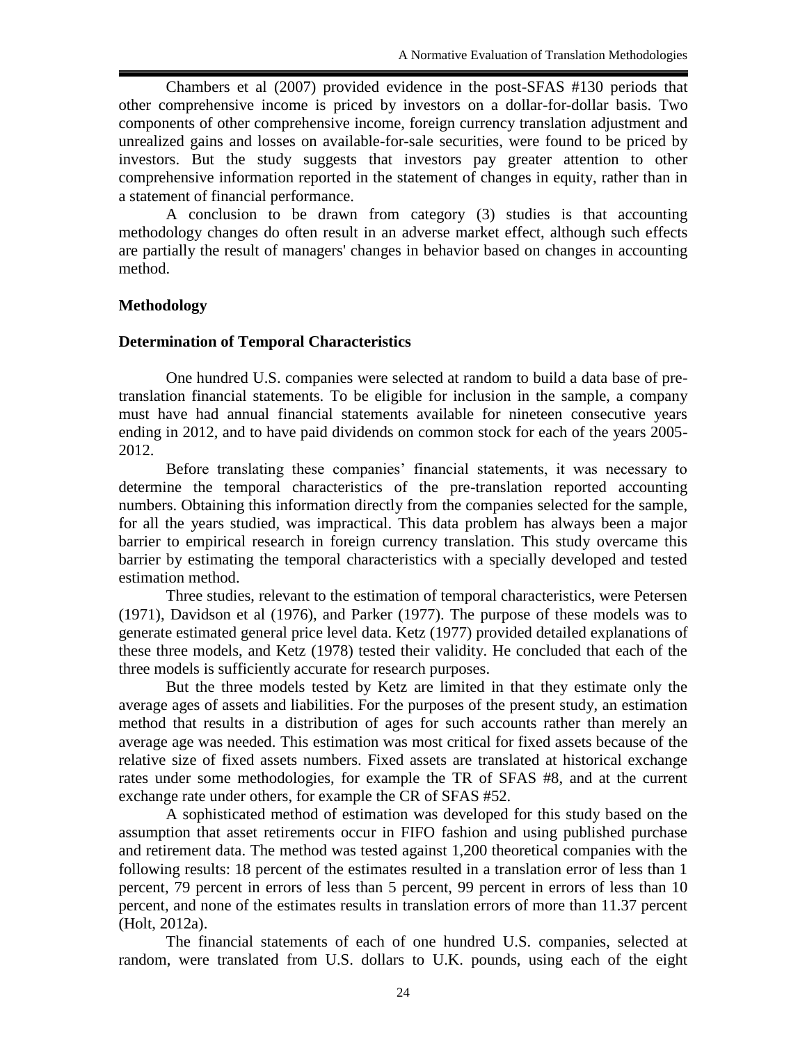Chambers et al (2007) provided evidence in the post-SFAS #130 periods that other comprehensive income is priced by investors on a dollar-for-dollar basis. Two components of other comprehensive income, foreign currency translation adjustment and unrealized gains and losses on available-for-sale securities, were found to be priced by investors. But the study suggests that investors pay greater attention to other comprehensive information reported in the statement of changes in equity, rather than in a statement of financial performance.

A conclusion to be drawn from category (3) studies is that accounting methodology changes do often result in an adverse market effect, although such effects are partially the result of managers' changes in behavior based on changes in accounting method.

## Methodology

### Determination of Temporal Characteristics

One hundred U.S. companies were selected at random to build a data base of pre-translation financial statements. To be eligible for inclusion in the sample, a company must have had annual financial statements available for nineteen consecutive years ending in 2012, and to have paid dividends on common stock for each of the years 2005-2012.

Before translating these companies' financial statements, it was necessary to determine the temporal characteristics of the pre-translation reported accounting numbers. Obtaining this information directly from the companies selected for the sample, for all the years studied, was impractical. This data problem has always been a major barrier to empirical research in foreign currency translation. This study overcame this barrier by estimating the temporal characteristics with a specially developed and tested estimation method.

Three studies, relevant to the estimation of temporal characteristics, were Petersen (1971), Davidson et al (1976), and Parker (1977). The purpose of these models was to generate estimated general price level data. Ketz (1977) provided detailed explanations of these three models, and Ketz (1978) tested their validity. He concluded that each of the three models is sufficiently accurate for research purposes.

But the three models tested by Ketz are limited in that they estimate only the average ages of assets and liabilities. For the purposes of the present study, an estimation method that results in a distribution of ages for such accounts rather than merely an average age was needed. This estimation was most critical for fixed assets because of the relative size of fixed assets numbers. Fixed assets are translated at historical exchange rates under some methodologies, for example the TR of SFAS #8, and at the current exchange rate under others, for example the CR of SFAS #52.

A sophisticated method of estimation was developed for this study based on the assumption that asset retirements occur in FIFO fashion and using published purchase and retirement data. The method was tested against 1,200 theoretical companies with the following results: 18 percent of the estimates resulted in a translation error of less than 1 percent, 79 percent in errors of less than 5 percent, 99 percent in errors of less than 10 percent, and none of the estimates results in translation errors of more than 11.37 percent (Holt, 2012a).

The financial statements of each of one hundred U.S. companies, selected at random, were translated from U.S. dollars to U.K. pounds, using each of the eight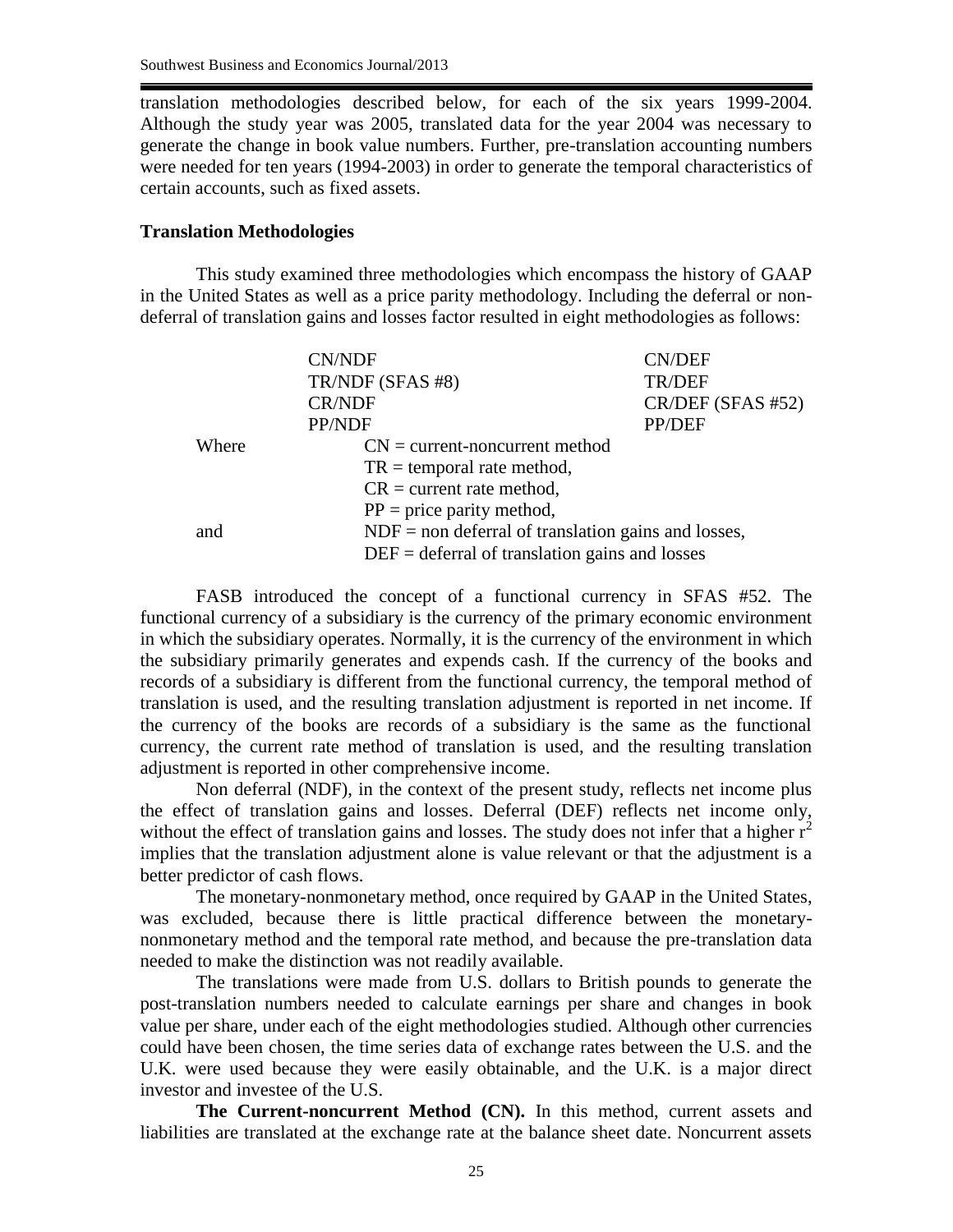translation methodologies described below, for each of the six years 1999-2004. Although the study year was 2005, translated data for the year 2004 was necessary to generate the change in book value numbers. Further, pre-translation accounting numbers were needed for ten years (1994-2003) in order to generate the temporal characteristics of certain accounts, such as fixed assets.

### Translation Methodologies

This study examined three methodologies which encompass the history of GAAP in the United States as well as a price parity methodology. Including the deferral or non-deferral of translation gains and losses factor resulted in eight methodologies as follows:

| | |
|---|---|
| CN/NDF | CN/DEF |
| TR/NDF (SFAS #8) | TR/DEF |
| CR/NDF | CR/DEF (SFAS #52) |
| PP/NDF | PP/DEF |

Where
- CN = current-noncurrent method
- TR = temporal rate method,
- CR = current rate method,
- PP = price parity method,

and
- NDF = non deferral of translation gains and losses,
- DEF = deferral of translation gains and losses

FASB introduced the concept of a functional currency in SFAS #52. The functional currency of a subsidiary is the currency of the primary economic environment in which the subsidiary operates. Normally, it is the currency of the environment in which the subsidiary primarily generates and expends cash. If the currency of the books and records of a subsidiary is different from the functional currency, the temporal method of translation is used, and the resulting translation adjustment is reported in net income. If the currency of the books are records of a subsidiary is the same as the functional currency, the current rate method of translation is used, and the resulting translation adjustment is reported in other comprehensive income.

Non deferral (NDF), in the context of the present study, reflects net income plus the effect of translation gains and losses. Deferral (DEF) reflects net income only, without the effect of translation gains and losses. The study does not infer that a higher $r^2$ implies that the translation adjustment alone is value relevant or that the adjustment is a better predictor of cash flows.

The monetary-nonmonetary method, once required by GAAP in the United States, was excluded, because there is little practical difference between the monetary-nonmonetary method and the temporal rate method, and because the pre-translation data needed to make the distinction was not readily available.

The translations were made from U.S. dollars to British pounds to generate the post-translation numbers needed to calculate earnings per share and changes in book value per share, under each of the eight methodologies studied. Although other currencies could have been chosen, the time series data of exchange rates between the U.S. and the U.K. were used because they were easily obtainable, and the U.K. is a major direct investor and investee of the U.S.

**The Current-noncurrent Method (CN).** In this method, current assets and liabilities are translated at the exchange rate at the balance sheet date. Noncurrent assets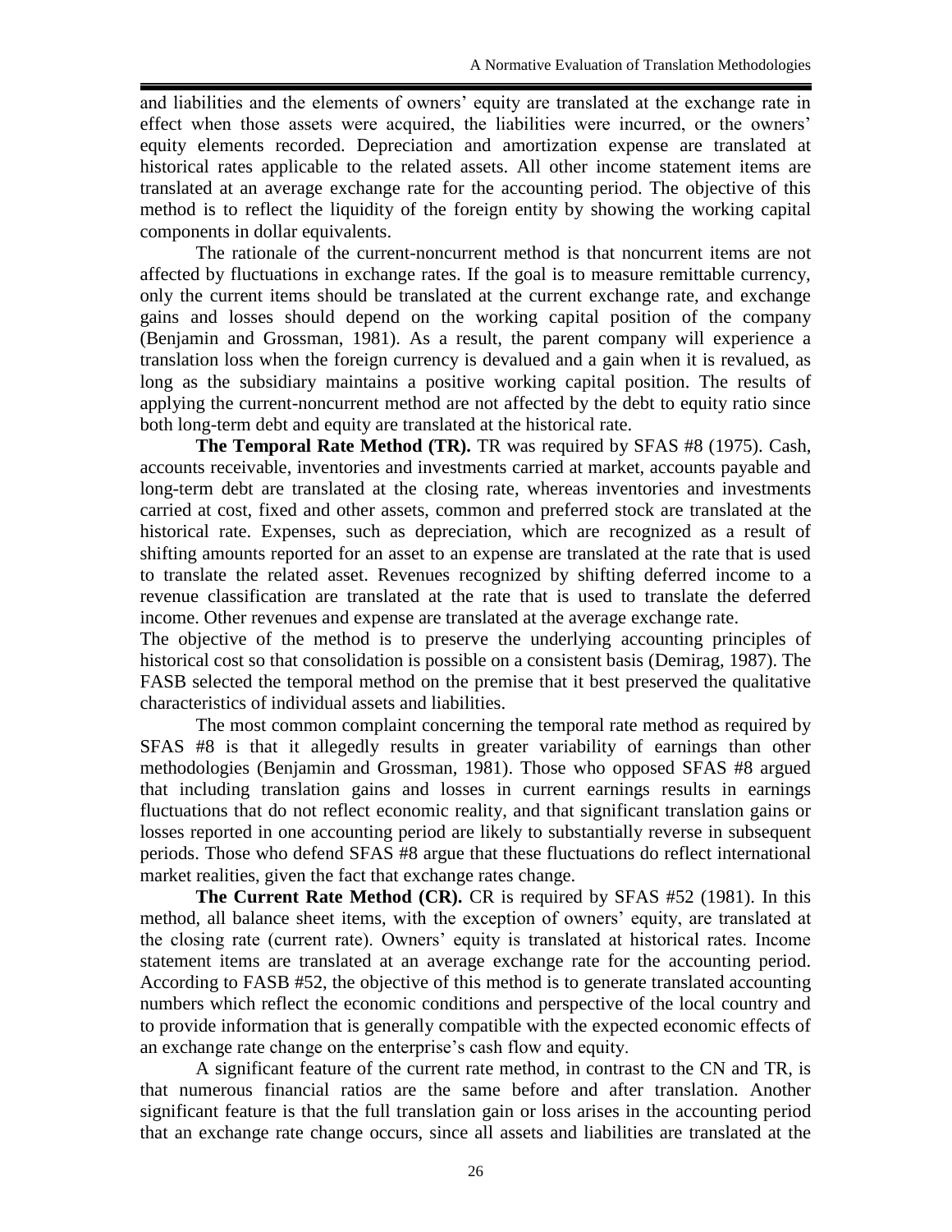and liabilities and the elements of owners' equity are translated at the exchange rate in effect when those assets were acquired, the liabilities were incurred, or the owners' equity elements recorded. Depreciation and amortization expense are translated at historical rates applicable to the related assets. All other income statement items are translated at an average exchange rate for the accounting period. The objective of this method is to reflect the liquidity of the foreign entity by showing the working capital components in dollar equivalents.

The rationale of the current-noncurrent method is that noncurrent items are not affected by fluctuations in exchange rates. If the goal is to measure remittable currency, only the current items should be translated at the current exchange rate, and exchange gains and losses should depend on the working capital position of the company (Benjamin and Grossman, 1981). As a result, the parent company will experience a translation loss when the foreign currency is devalued and a gain when it is revalued, as long as the subsidiary maintains a positive working capital position. The results of applying the current-noncurrent method are not affected by the debt to equity ratio since both long-term debt and equity are translated at the historical rate.

**The Temporal Rate Method (TR).** TR was required by SFAS #8 (1975). Cash, accounts receivable, inventories and investments carried at market, accounts payable and long-term debt are translated at the closing rate, whereas inventories and investments carried at cost, fixed and other assets, common and preferred stock are translated at the historical rate. Expenses, such as depreciation, which are recognized as a result of shifting amounts reported for an asset to an expense are translated at the rate that is used to translate the related asset. Revenues recognized by shifting deferred income to a revenue classification are translated at the rate that is used to translate the deferred income. Other revenues and expense are translated at the average exchange rate.

The objective of the method is to preserve the underlying accounting principles of historical cost so that consolidation is possible on a consistent basis (Demirag, 1987). The FASB selected the temporal method on the premise that it best preserved the qualitative characteristics of individual assets and liabilities.

The most common complaint concerning the temporal rate method as required by SFAS #8 is that it allegedly results in greater variability of earnings than other methodologies (Benjamin and Grossman, 1981). Those who opposed SFAS #8 argued that including translation gains and losses in current earnings results in earnings fluctuations that do not reflect economic reality, and that significant translation gains or losses reported in one accounting period are likely to substantially reverse in subsequent periods. Those who defend SFAS #8 argue that these fluctuations do reflect international market realities, given the fact that exchange rates change.

**The Current Rate Method (CR).** CR is required by SFAS #52 (1981). In this method, all balance sheet items, with the exception of owners' equity, are translated at the closing rate (current rate). Owners' equity is translated at historical rates. Income statement items are translated at an average exchange rate for the accounting period. According to FASB #52, the objective of this method is to generate translated accounting numbers which reflect the economic conditions and perspective of the local country and to provide information that is generally compatible with the expected economic effects of an exchange rate change on the enterprise's cash flow and equity.

A significant feature of the current rate method, in contrast to the CN and TR, is that numerous financial ratios are the same before and after translation. Another significant feature is that the full translation gain or loss arises in the accounting period that an exchange rate change occurs, since all assets and liabilities are translated at the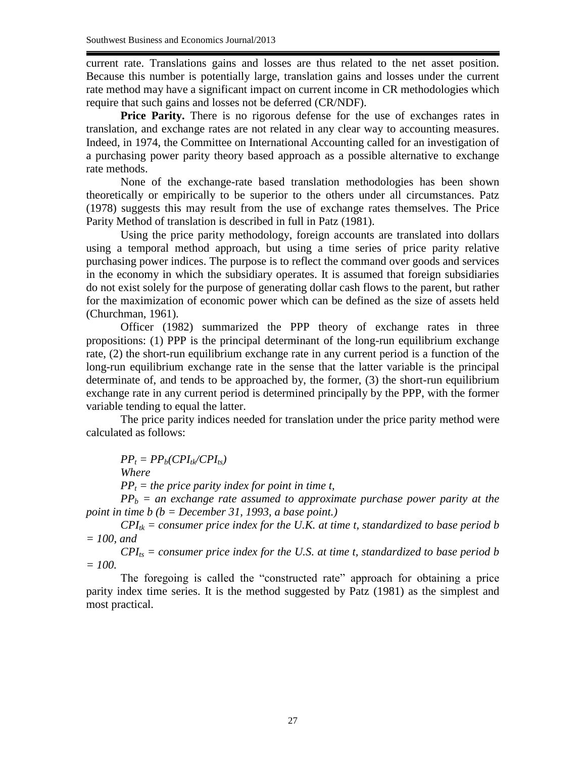current rate. Translations gains and losses are thus related to the net asset position. Because this number is potentially large, translation gains and losses under the current rate method may have a significant impact on current income in CR methodologies which require that such gains and losses not be deferred (CR/NDF).

**Price Parity.** There is no rigorous defense for the use of exchanges rates in translation, and exchange rates are not related in any clear way to accounting measures. Indeed, in 1974, the Committee on International Accounting called for an investigation of a purchasing power parity theory based approach as a possible alternative to exchange rate methods.

None of the exchange-rate based translation methodologies has been shown theoretically or empirically to be superior to the others under all circumstances. Patz (1978) suggests this may result from the use of exchange rates themselves. The Price Parity Method of translation is described in full in Patz (1981).

Using the price parity methodology, foreign accounts are translated into dollars using a temporal method approach, but using a time series of price parity relative purchasing power indices. The purpose is to reflect the command over goods and services in the economy in which the subsidiary operates. It is assumed that foreign subsidiaries do not exist solely for the purpose of generating dollar cash flows to the parent, but rather for the maximization of economic power which can be defined as the size of assets held (Churchman, 1961).

Officer (1982) summarized the PPP theory of exchange rates in three propositions: (1) PPP is the principal determinant of the long-run equilibrium exchange rate, (2) the short-run equilibrium exchange rate in any current period is a function of the long-run equilibrium exchange rate in the sense that the latter variable is the principal determinate of, and tends to be approached by, the former, (3) the short-run equilibrium exchange rate in any current period is determined principally by the PPP, with the former variable tending to equal the latter.

The price parity indices needed for translation under the price parity method were calculated as follows:

$$PP_t = PP_b(CPI_{tk}/CPI_{ts})$$

*Where*

$PP_t$ = *the price parity index for point in time t,*

$PP_b$ = *an exchange rate assumed to approximate purchase power parity at the point in time b (b = December 31, 1993, a base point.)*

$CPI_{tk}$ = *consumer price index for the U.K. at time t, standardized to base period b = 100, and*

$CPI_{ts}$ = *consumer price index for the U.S. at time t, standardized to base period b = 100.*

The foregoing is called the "constructed rate" approach for obtaining a price parity index time series. It is the method suggested by Patz (1981) as the simplest and most practical.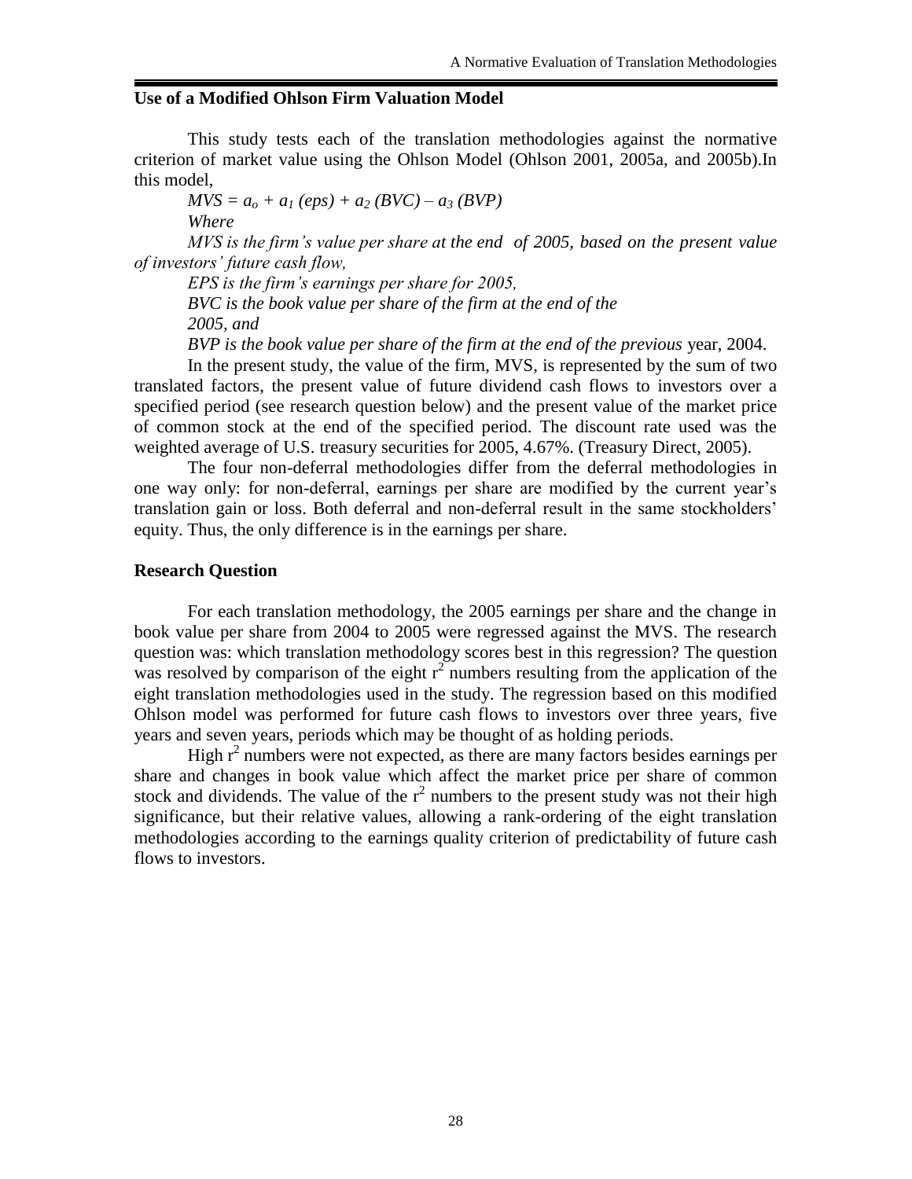## Use of a Modified Ohlson Firm Valuation Model

This study tests each of the translation methodologies against the normative criterion of market value using the Ohlson Model (Ohlson 2001, 2005a, and 2005b).In this model,

$$MVS = a_o + a_1 (eps) + a_2 (BVC) - a_3 (BVP)$$

*Where*

*MVS is the firm's value per share at the end of 2005, based on the present value of investors' future cash flow,*

*EPS is the firm's earnings per share for 2005,*

*BVC is the book value per share of the firm at the end of the 2005, and*

*BVP is the book value per share of the firm at the end of the previous* year, 2004.

In the present study, the value of the firm, MVS, is represented by the sum of two translated factors, the present value of future dividend cash flows to investors over a specified period (see research question below) and the present value of the market price of common stock at the end of the specified period. The discount rate used was the weighted average of U.S. treasury securities for 2005, 4.67%. (Treasury Direct, 2005).

The four non-deferral methodologies differ from the deferral methodologies in one way only: for non-deferral, earnings per share are modified by the current year's translation gain or loss. Both deferral and non-deferral result in the same stockholders' equity. Thus, the only difference is in the earnings per share.

## Research Question

For each translation methodology, the 2005 earnings per share and the change in book value per share from 2004 to 2005 were regressed against the MVS. The research question was: which translation methodology scores best in this regression? The question was resolved by comparison of the eight $r^2$ numbers resulting from the application of the eight translation methodologies used in the study. The regression based on this modified Ohlson model was performed for future cash flows to investors over three years, five years and seven years, periods which may be thought of as holding periods.

High $r^2$ numbers were not expected, as there are many factors besides earnings per share and changes in book value which affect the market price per share of common stock and dividends. The value of the $r^2$ numbers to the present study was not their high significance, but their relative values, allowing a rank-ordering of the eight translation methodologies according to the earnings quality criterion of predictability of future cash flows to investors.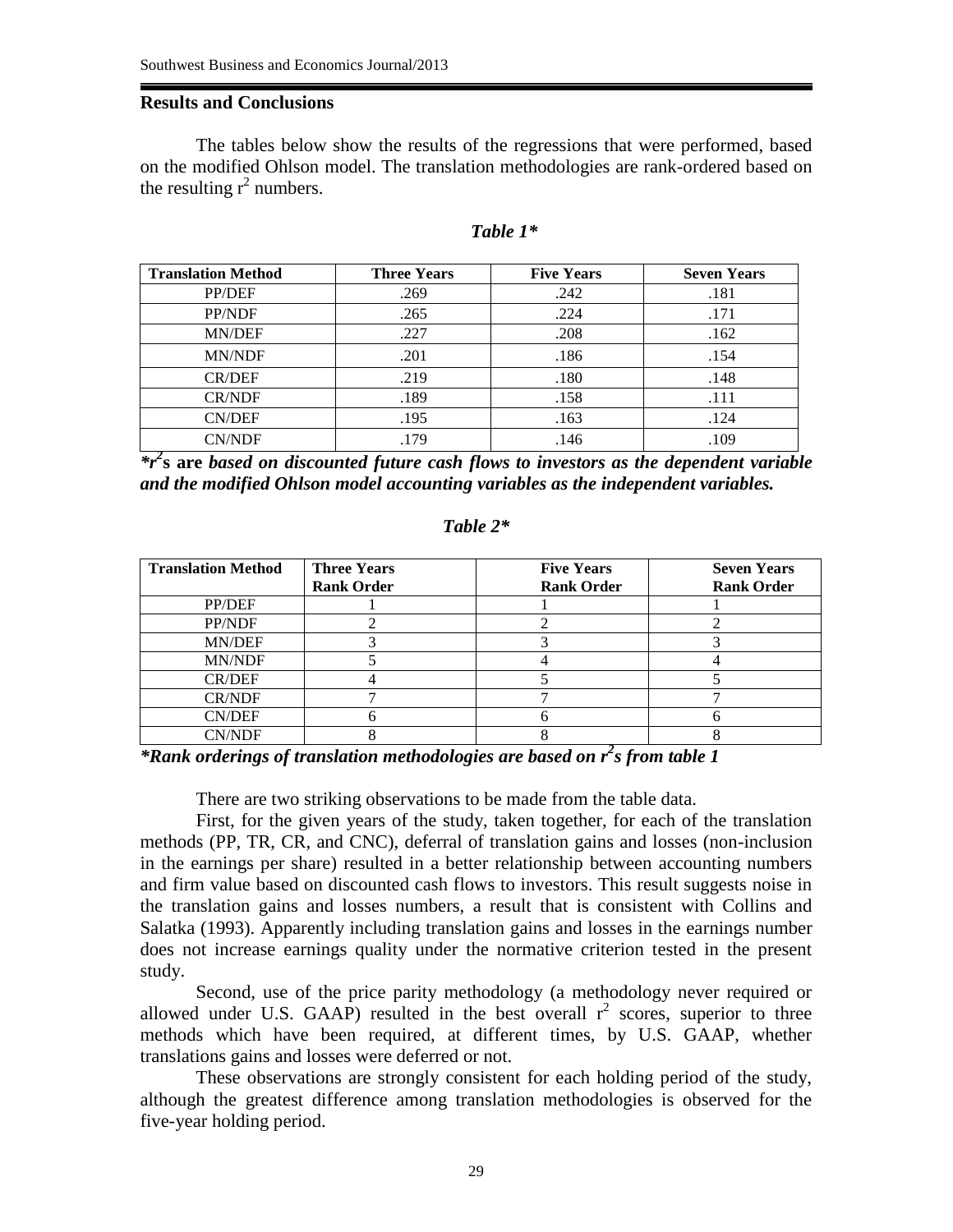## Results and Conclusions

The tables below show the results of the regressions that were performed, based on the modified Ohlson model. The translation methodologies are rank-ordered based on the resulting $r^2$ numbers.

***Table 1****

| Translation Method | Three Years | Five Years | Seven Years |
|---|---|---|---|
| PP/DEF | .269 | .242 | .181 |
| PP/NDF | .265 | .224 | .171 |
| MN/DEF | .227 | .208 | .162 |
| MN/NDF | .201 | .186 | .154 |
| CR/DEF | .219 | .180 | .148 |
| CR/NDF | .189 | .158 | .111 |
| CN/DEF | .195 | .163 | .124 |
| CN/NDF | .179 | .146 | .109 |

***$r^2$s are based on discounted future cash flows to investors as the dependent variable and the modified Ohlson model accounting variables as the independent variables.***

***Table 2****

| Translation Method | Three Years Rank Order | Five Years Rank Order | Seven Years Rank Order |
|---|---|---|---|
| PP/DEF | 1 | 1 | 1 |
| PP/NDF | 2 | 2 | 2 |
| MN/DEF | 3 | 3 | 3 |
| MN/NDF | 5 | 4 | 4 |
| CR/DEF | 4 | 5 | 5 |
| CR/NDF | 7 | 7 | 7 |
| CN/DEF | 6 | 6 | 6 |
| CN/NDF | 8 | 8 | 8 |

***Rank orderings of translation methodologies are based on $r^2$s from table 1***

There are two striking observations to be made from the table data.

First, for the given years of the study, taken together, for each of the translation methods (PP, TR, CR, and CNC), deferral of translation gains and losses (non-inclusion in the earnings per share) resulted in a better relationship between accounting numbers and firm value based on discounted cash flows to investors. This result suggests noise in the translation gains and losses numbers, a result that is consistent with Collins and Salatka (1993). Apparently including translation gains and losses in the earnings number does not increase earnings quality under the normative criterion tested in the present study.

Second, use of the price parity methodology (a methodology never required or allowed under U.S. GAAP) resulted in the best overall $r^2$ scores, superior to three methods which have been required, at different times, by U.S. GAAP, whether translations gains and losses were deferred or not.

These observations are strongly consistent for each holding period of the study, although the greatest difference among translation methodologies is observed for the five-year holding period.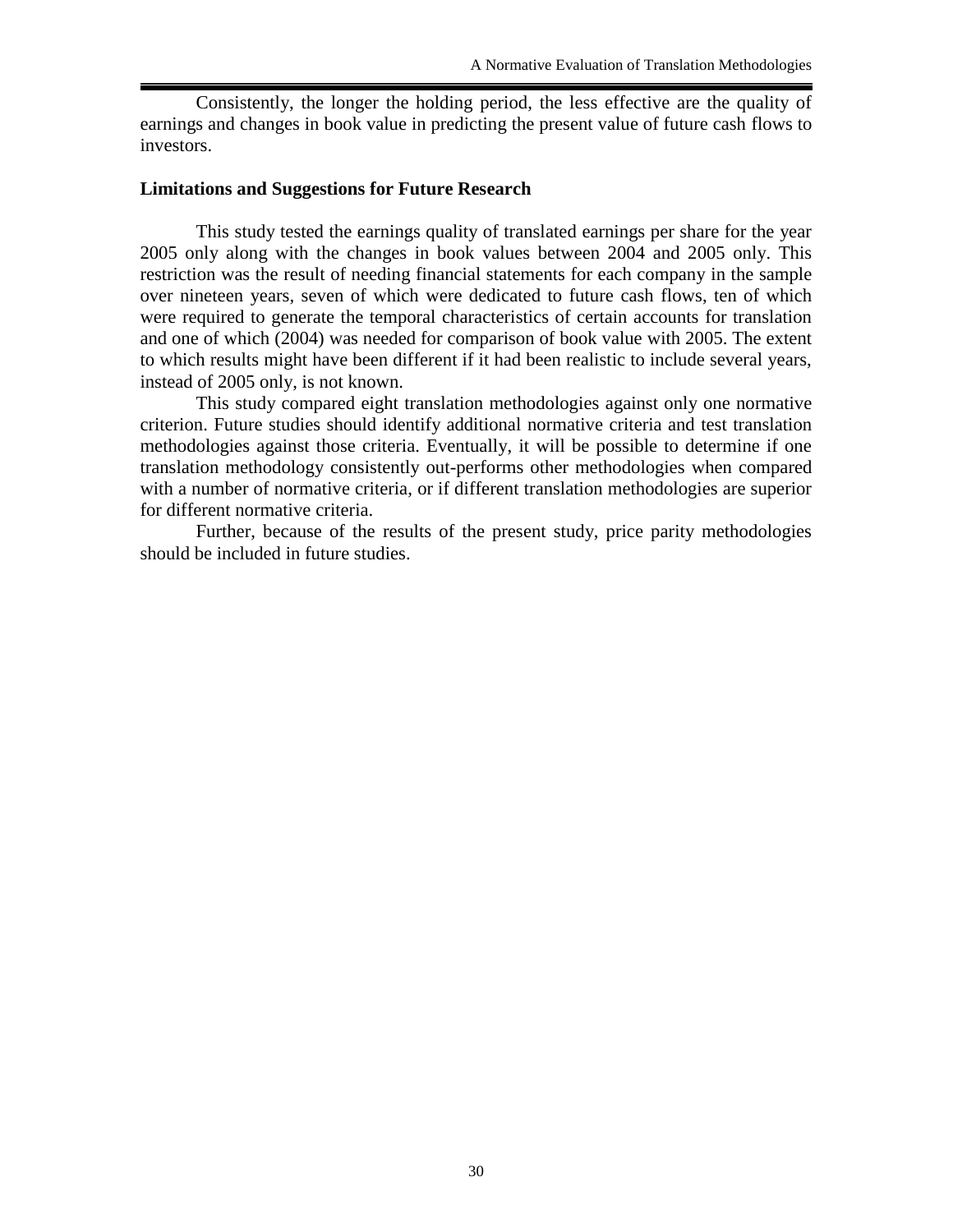Consistently, the longer the holding period, the less effective are the quality of earnings and changes in book value in predicting the present value of future cash flows to investors.

## Limitations and Suggestions for Future Research

This study tested the earnings quality of translated earnings per share for the year 2005 only along with the changes in book values between 2004 and 2005 only. This restriction was the result of needing financial statements for each company in the sample over nineteen years, seven of which were dedicated to future cash flows, ten of which were required to generate the temporal characteristics of certain accounts for translation and one of which (2004) was needed for comparison of book value with 2005. The extent to which results might have been different if it had been realistic to include several years, instead of 2005 only, is not known.

This study compared eight translation methodologies against only one normative criterion. Future studies should identify additional normative criteria and test translation methodologies against those criteria. Eventually, it will be possible to determine if one translation methodology consistently out-performs other methodologies when compared with a number of normative criteria, or if different translation methodologies are superior for different normative criteria.

Further, because of the results of the present study, price parity methodologies should be included in future studies.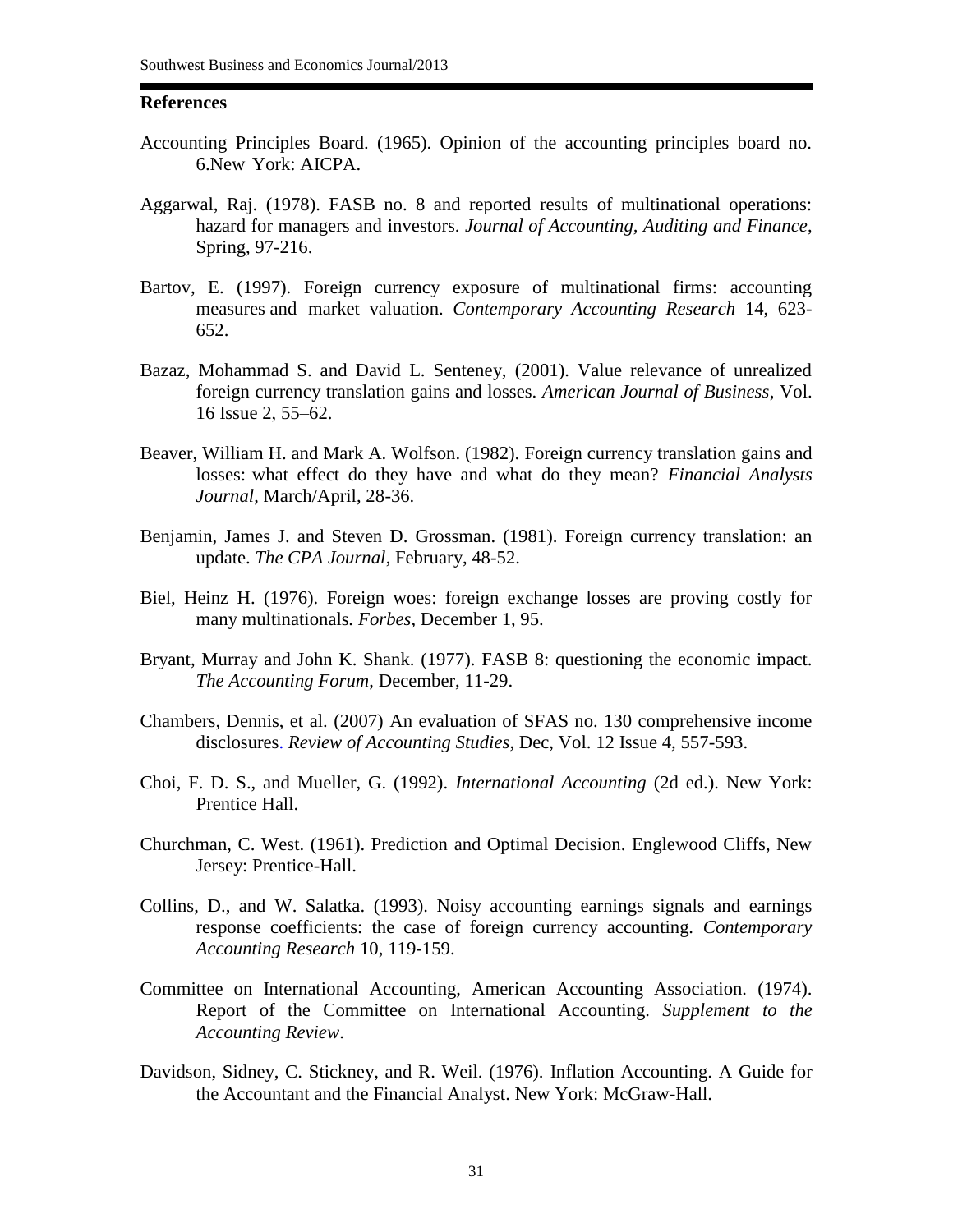## References

Accounting Principles Board. (1965). Opinion of the accounting principles board no. 6.New York: AICPA.

Aggarwal, Raj. (1978). FASB no. 8 and reported results of multinational operations: hazard for managers and investors. *Journal of Accounting, Auditing and Finance*, Spring, 97-216.

Bartov, E. (1997). Foreign currency exposure of multinational firms: accounting measures and market valuation. *Contemporary Accounting Research* 14, 623-652.

Bazaz, Mohammad S. and David L. Senteney, (2001). Value relevance of unrealized foreign currency translation gains and losses. *American Journal of Business*, Vol. 16 Issue 2, 55–62.

Beaver, William H. and Mark A. Wolfson. (1982). Foreign currency translation gains and losses: what effect do they have and what do they mean? *Financial Analysts Journal*, March/April, 28-36.

Benjamin, James J. and Steven D. Grossman. (1981). Foreign currency translation: an update. *The CPA Journal*, February, 48-52.

Biel, Heinz H. (1976). Foreign woes: foreign exchange losses are proving costly for many multinationals*. Forbes*, December 1, 95.

Bryant, Murray and John K. Shank. (1977). FASB 8: questioning the economic impact. *The Accounting Forum*, December, 11-29.

Chambers, Dennis, et al. (2007) An evaluation of SFAS no. 130 comprehensive income disclosures. *Review of Accounting Studies*, Dec, Vol. 12 Issue 4, 557-593.

Choi, F. D. S., and Mueller, G. (1992). *International Accounting* (2d ed.). New York: Prentice Hall.

Churchman, C. West. (1961). Prediction and Optimal Decision. Englewood Cliffs, New Jersey: Prentice-Hall.

Collins, D., and W. Salatka. (1993). Noisy accounting earnings signals and earnings response coefficients: the case of foreign currency accounting. *Contemporary Accounting Research* 10, 119-159.

Committee on International Accounting, American Accounting Association. (1974). Report of the Committee on International Accounting. *Supplement to the Accounting Review*.

Davidson, Sidney, C. Stickney, and R. Weil. (1976). Inflation Accounting. A Guide for the Accountant and the Financial Analyst. New York: McGraw-Hall.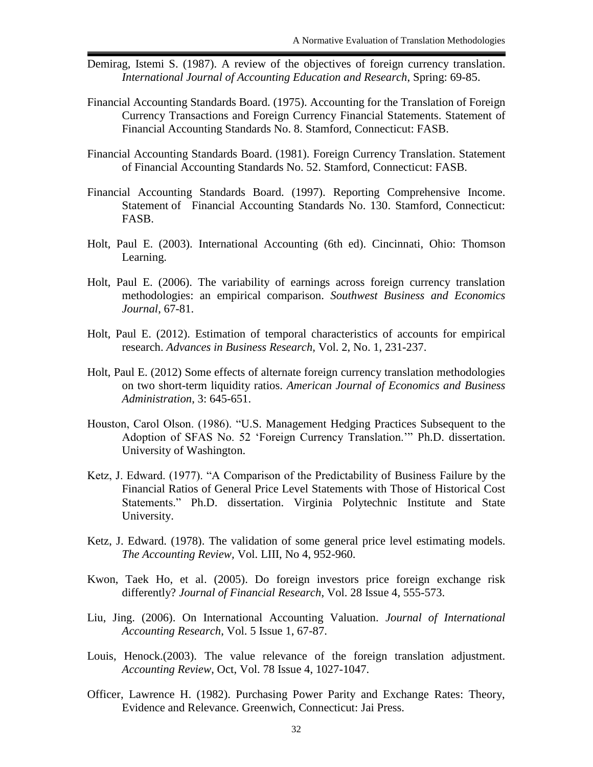Demirag, Istemi S. (1987). A review of the objectives of foreign currency translation. *International Journal of Accounting Education and Research*, Spring: 69-85.

Financial Accounting Standards Board. (1975). Accounting for the Translation of Foreign Currency Transactions and Foreign Currency Financial Statements. Statement of Financial Accounting Standards No. 8. Stamford, Connecticut: FASB.

Financial Accounting Standards Board. (1981). Foreign Currency Translation. Statement of Financial Accounting Standards No. 52. Stamford, Connecticut: FASB.

Financial Accounting Standards Board. (1997). Reporting Comprehensive Income. Statement of Financial Accounting Standards No. 130. Stamford, Connecticut: FASB.

Holt, Paul E. (2003). International Accounting (6th ed). Cincinnati, Ohio: Thomson Learning.

Holt, Paul E. (2006). The variability of earnings across foreign currency translation methodologies: an empirical comparison. *Southwest Business and Economics Journal*, 67-81.

Holt, Paul E. (2012). Estimation of temporal characteristics of accounts for empirical research. *Advances in Business Research*, Vol. 2, No. 1, 231-237.

Holt, Paul E. (2012) Some effects of alternate foreign currency translation methodologies on two short-term liquidity ratios. *American Journal of Economics and Business Administration*, 3: 645-651.

Houston, Carol Olson. (1986). "U.S. Management Hedging Practices Subsequent to the Adoption of SFAS No. 52 'Foreign Currency Translation.'" Ph.D. dissertation. University of Washington.

Ketz, J. Edward. (1977). "A Comparison of the Predictability of Business Failure by the Financial Ratios of General Price Level Statements with Those of Historical Cost Statements." Ph.D. dissertation. Virginia Polytechnic Institute and State University.

Ketz, J. Edward. (1978). The validation of some general price level estimating models. *The Accounting Review*, Vol. LIII, No 4, 952-960.

Kwon, Taek Ho, et al. (2005). Do foreign investors price foreign exchange risk differently? *Journal of Financial Research*, Vol. 28 Issue 4, 555-573.

Liu, Jing. (2006). On International Accounting Valuation. *Journal of International Accounting Research*, Vol. 5 Issue 1, 67-87.

Louis, Henock.(2003). The value relevance of the foreign translation adjustment. *Accounting Review*, Oct, Vol. 78 Issue 4, 1027-1047.

Officer, Lawrence H. (1982). Purchasing Power Parity and Exchange Rates: Theory, Evidence and Relevance. Greenwich, Connecticut: Jai Press.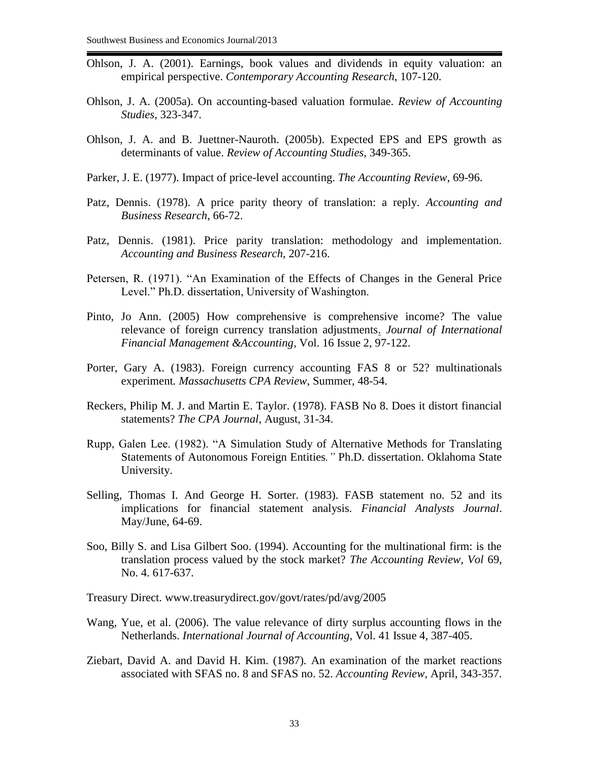Ohlson, J. A. (2001). Earnings, book values and dividends in equity valuation: an empirical perspective. *Contemporary Accounting Research*, 107-120.

Ohlson, J. A. (2005a). On accounting-based valuation formulae. *Review of Accounting Studies*, 323-347.

Ohlson, J. A. and B. Juettner-Nauroth. (2005b). Expected EPS and EPS growth as determinants of value. *Review of Accounting Studies*, 349-365.

Parker, J. E. (1977). Impact of price-level accounting. *The Accounting Review*, 69-96.

Patz, Dennis. (1978). A price parity theory of translation: a reply. *Accounting and Business Research*, 66-72.

Patz, Dennis. (1981). Price parity translation: methodology and implementation. *Accounting and Business Research*, 207-216.

Petersen, R. (1971). "An Examination of the Effects of Changes in the General Price Level." Ph.D. dissertation, University of Washington.

Pinto, Jo Ann. (2005) How comprehensive is comprehensive income? The value relevance of foreign currency translation adjustments. *Journal of International Financial Management &Accounting*, Vol. 16 Issue 2, 97-122.

Porter, Gary A. (1983). Foreign currency accounting FAS 8 or 52? multinationals experiment*. Massachusetts CPA Review*, Summer, 48-54.

Reckers, Philip M. J. and Martin E. Taylor. (1978). FASB No 8. Does it distort financial statements? *The CPA Journal*, August, 31-34.

Rupp, Galen Lee. (1982). "A Simulation Study of Alternative Methods for Translating Statements of Autonomous Foreign Entities*."* Ph.D. dissertation. Oklahoma State University.

Selling, Thomas I. And George H. Sorter. (1983). FASB statement no. 52 and its implications for financial statement analysis*. Financial Analysts Journal*. May/June, 64-69.

Soo, Billy S. and Lisa Gilbert Soo. (1994). Accounting for the multinational firm: is the translation process valued by the stock market? *The Accounting Review, Vol* 69, No. 4. 617-637.

Treasury Direct. www.treasurydirect.gov/govt/rates/pd/avg/2005

Wang, Yue, et al. (2006). The value relevance of dirty surplus accounting flows in the Netherlands. *International Journal of Accounting,* Vol. 41 Issue 4, 387-405.

Ziebart, David A. and David H. Kim. (1987). An examination of the market reactions associated with SFAS no. 8 and SFAS no. 52. *Accounting Review,* April, 343-357.